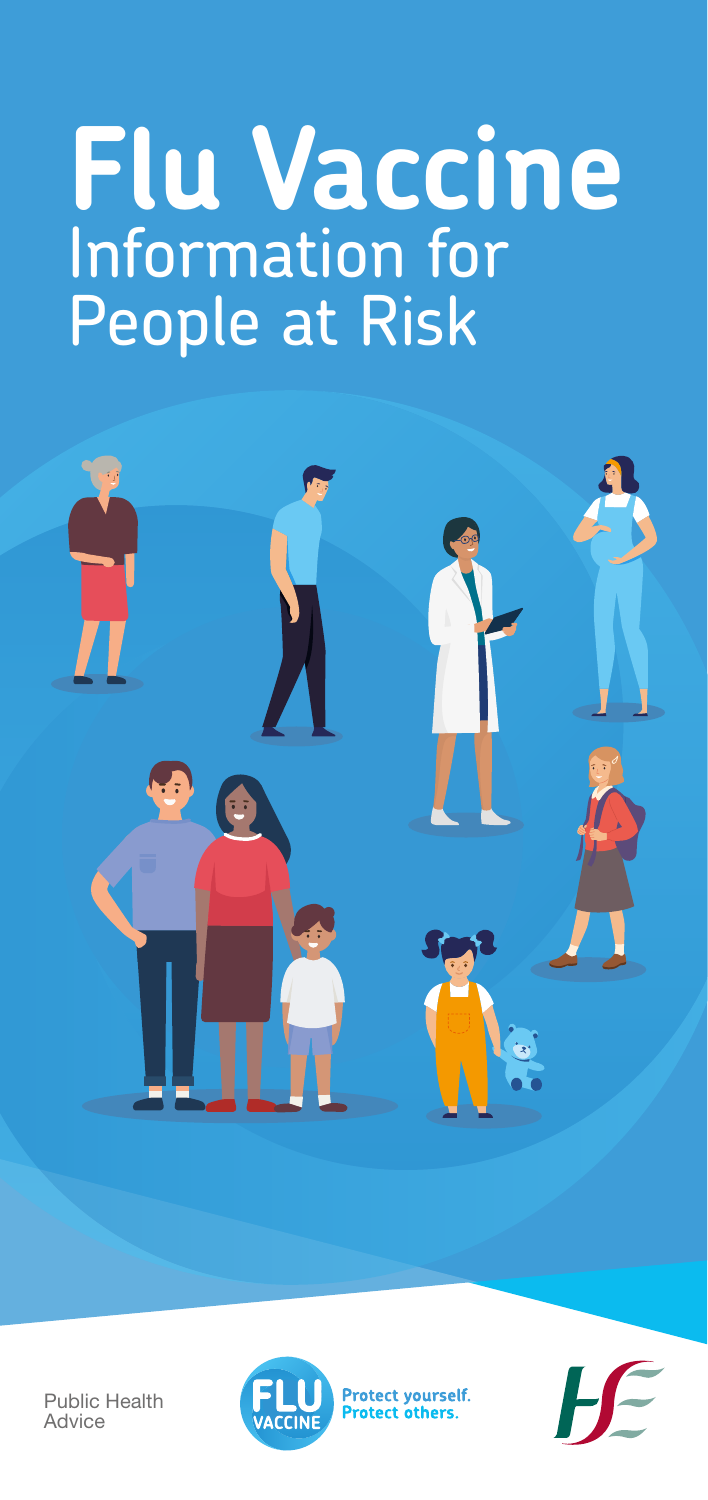# Flu Vaccine

## Information for People at Risk

Public Health Advice

FLU VACCINE

Protect yourself.
Protect others.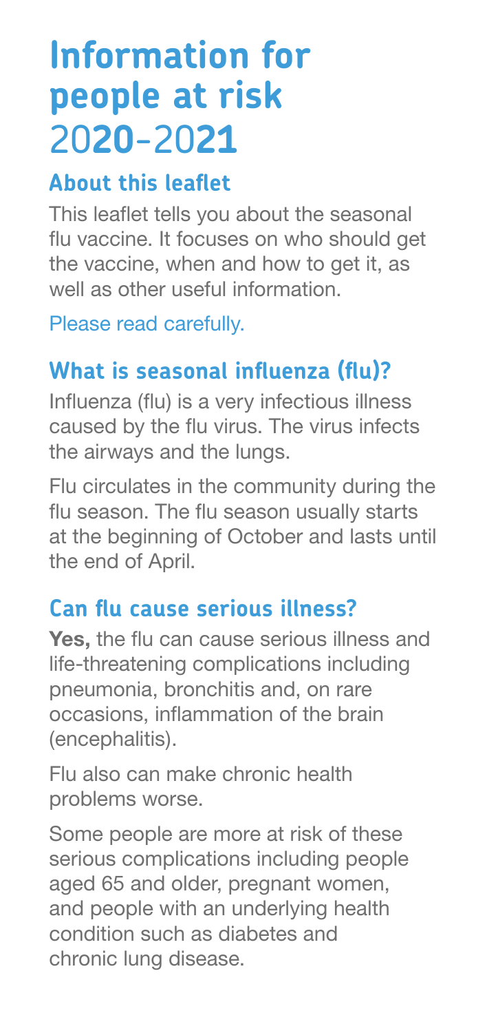# Information for people at risk 2020-2021

## About this leaflet

This leaflet tells you about the seasonal flu vaccine. It focuses on who should get the vaccine, when and how to get it, as well as other useful information.

Please read carefully.

## What is seasonal influenza (flu)?

Influenza (flu) is a very infectious illness caused by the flu virus. The virus infects the airways and the lungs.

Flu circulates in the community during the flu season. The flu season usually starts at the beginning of October and lasts until the end of April.

## Can flu cause serious illness?

**Yes,** the flu can cause serious illness and life-threatening complications including pneumonia, bronchitis and, on rare occasions, inflammation of the brain (encephalitis).

Flu also can make chronic health problems worse.

Some people are more at risk of these serious complications including people aged 65 and older, pregnant women, and people with an underlying health condition such as diabetes and chronic lung disease.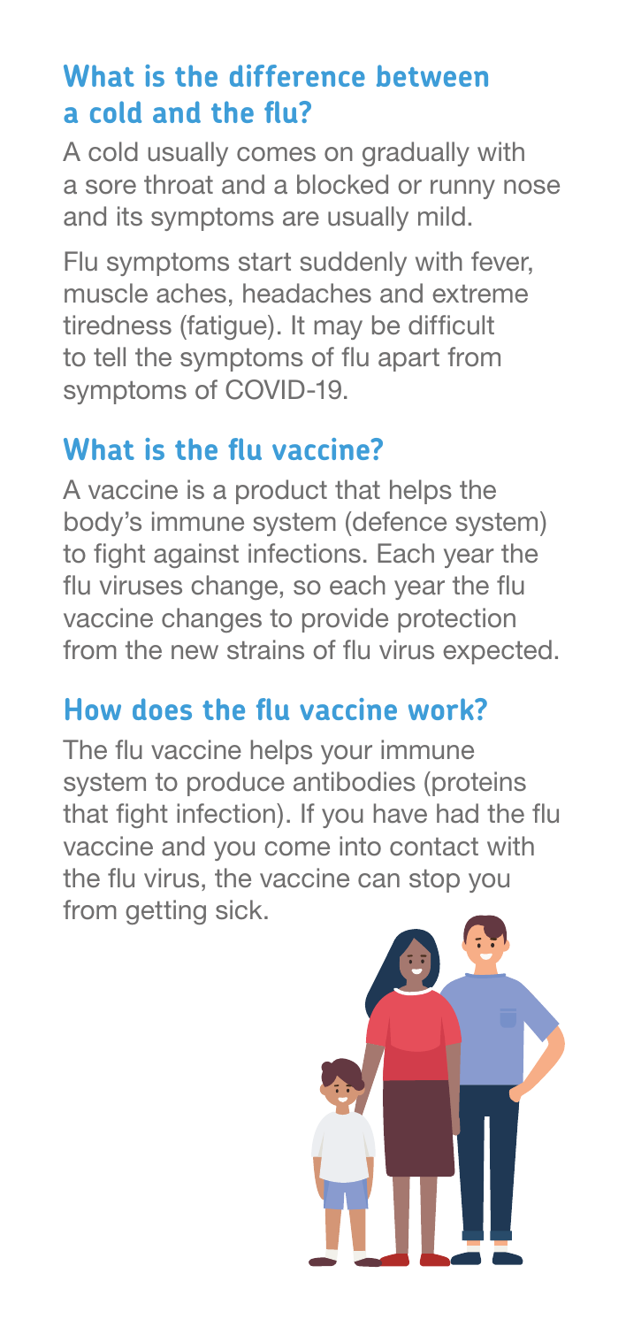## What is the difference between a cold and the flu?

A cold usually comes on gradually with a sore throat and a blocked or runny nose and its symptoms are usually mild.

Flu symptoms start suddenly with fever, muscle aches, headaches and extreme tiredness (fatigue). It may be difficult to tell the symptoms of flu apart from symptoms of COVID-19.

## What is the flu vaccine?

A vaccine is a product that helps the body's immune system (defence system) to fight against infections. Each year the flu viruses change, so each year the flu vaccine changes to provide protection from the new strains of flu virus expected.

## How does the flu vaccine work?

The flu vaccine helps your immune system to produce antibodies (proteins that fight infection). If you have had the flu vaccine and you come into contact with the flu virus, the vaccine can stop you from getting sick.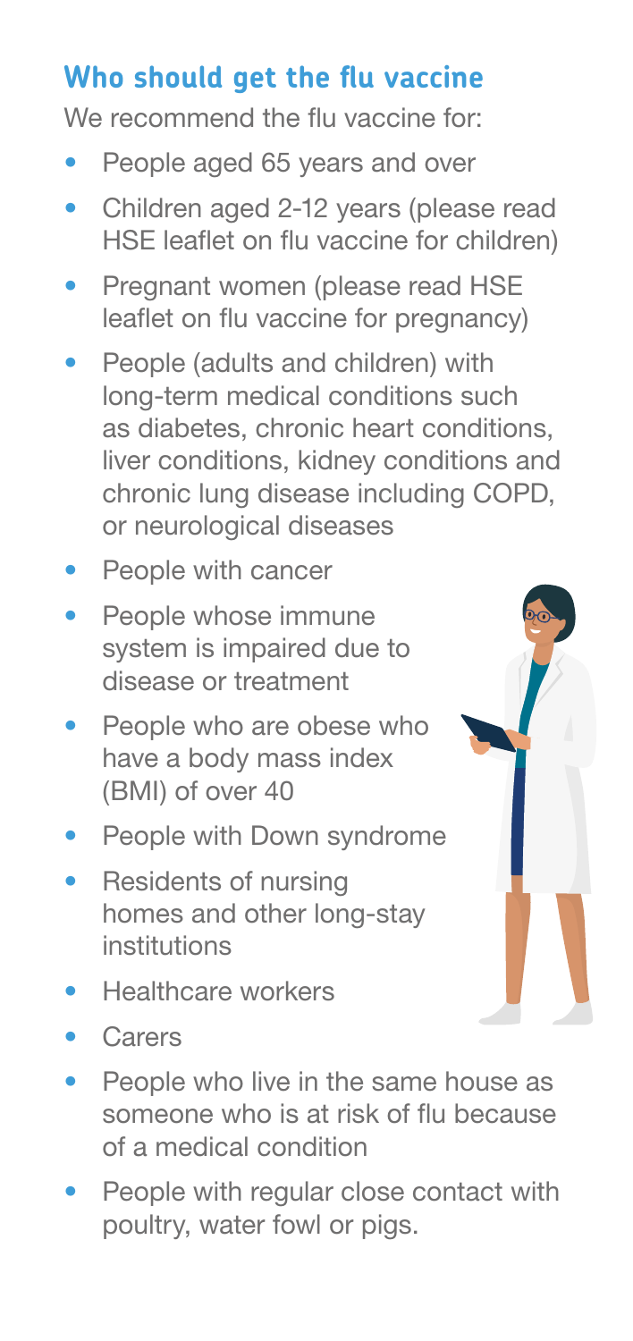## Who should get the flu vaccine

We recommend the flu vaccine for:

- People aged 65 years and over
- Children aged 2-12 years (please read HSE leaflet on flu vaccine for children)
- Pregnant women (please read HSE leaflet on flu vaccine for pregnancy)
- People (adults and children) with long-term medical conditions such as diabetes, chronic heart conditions, liver conditions, kidney conditions and chronic lung disease including COPD, or neurological diseases
- People with cancer
- People whose immune system is impaired due to disease or treatment
- People who are obese who have a body mass index (BMI) of over 40
- People with Down syndrome
- Residents of nursing homes and other long-stay institutions
- Healthcare workers
- Carers
- People who live in the same house as someone who is at risk of flu because of a medical condition
- People with regular close contact with poultry, water fowl or pigs.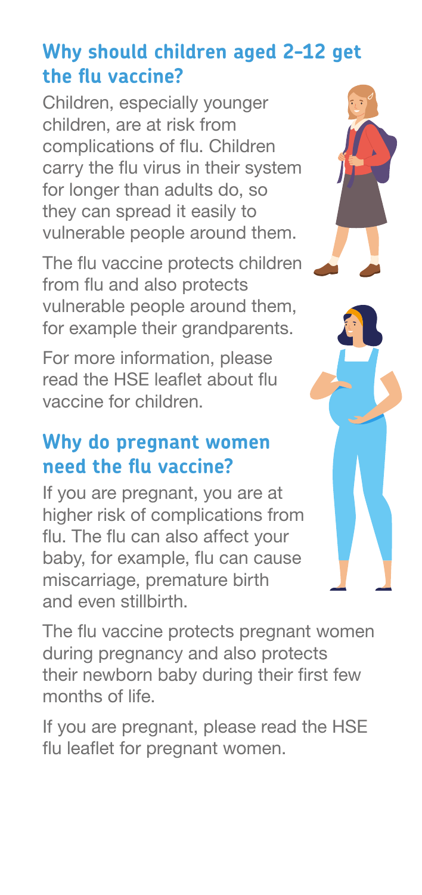## Why should children aged 2-12 get the flu vaccine?

Children, especially younger children, are at risk from complications of flu. Children carry the flu virus in their system for longer than adults do, so they can spread it easily to vulnerable people around them.

The flu vaccine protects children from flu and also protects vulnerable people around them, for example their grandparents.

For more information, please read the HSE leaflet about flu vaccine for children.

## Why do pregnant women need the flu vaccine?

If you are pregnant, you are at higher risk of complications from flu. The flu can also affect your baby, for example, flu can cause miscarriage, premature birth and even stillbirth.

The flu vaccine protects pregnant women during pregnancy and also protects their newborn baby during their first few months of life.

If you are pregnant, please read the HSE flu leaflet for pregnant women.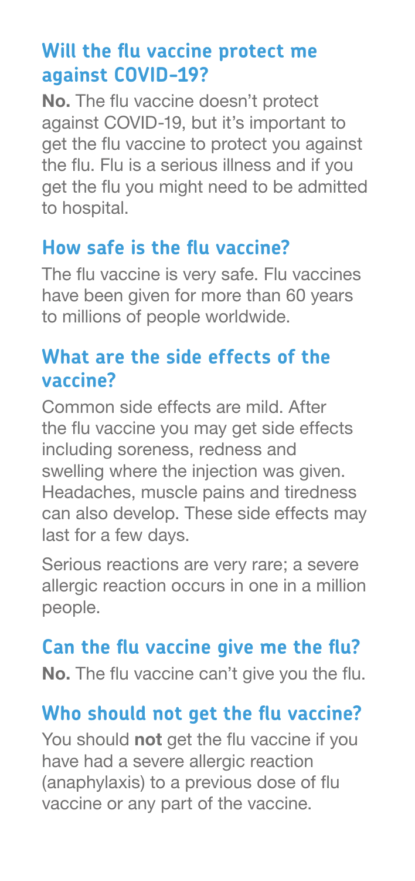## Will the flu vaccine protect me against COVID-19?

**No.** The flu vaccine doesn't protect against COVID-19, but it's important to get the flu vaccine to protect you against the flu. Flu is a serious illness and if you get the flu you might need to be admitted to hospital.

## How safe is the flu vaccine?

The flu vaccine is very safe. Flu vaccines have been given for more than 60 years to millions of people worldwide.

## What are the side effects of the vaccine?

Common side effects are mild. After the flu vaccine you may get side effects including soreness, redness and swelling where the injection was given. Headaches, muscle pains and tiredness can also develop. These side effects may last for a few days.

Serious reactions are very rare; a severe allergic reaction occurs in one in a million people.

## Can the flu vaccine give me the flu?

**No.** The flu vaccine can't give you the flu.

## Who should not get the flu vaccine?

You should **not** get the flu vaccine if you have had a severe allergic reaction (anaphylaxis) to a previous dose of flu vaccine or any part of the vaccine.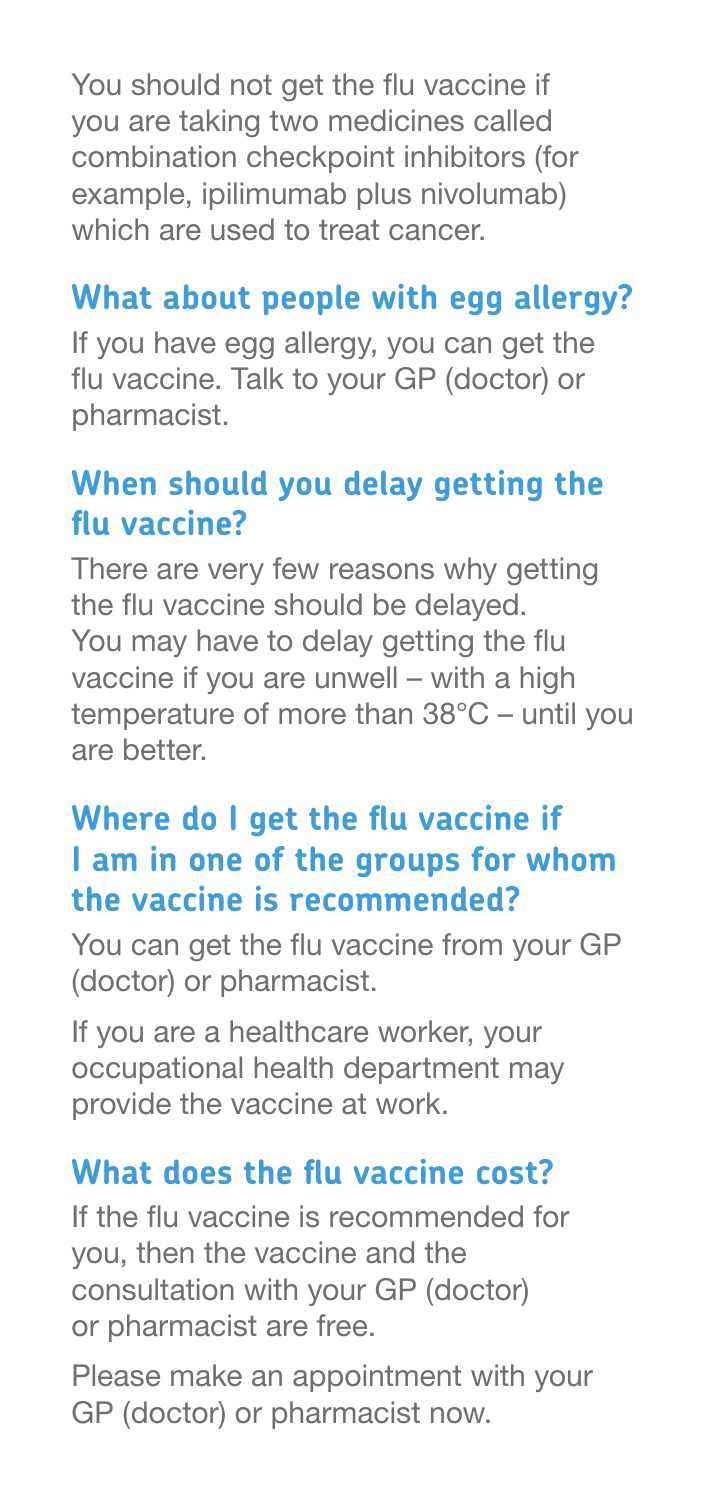You should not get the flu vaccine if you are taking two medicines called combination checkpoint inhibitors (for example, ipilimumab plus nivolumab) which are used to treat cancer.

## What about people with egg allergy?

If you have egg allergy, you can get the flu vaccine. Talk to your GP (doctor) or pharmacist.

## When should you delay getting the flu vaccine?

There are very few reasons why getting the flu vaccine should be delayed. You may have to delay getting the flu vaccine if you are unwell – with a high temperature of more than 38°C – until you are better.

## Where do I get the flu vaccine if I am in one of the groups for whom the vaccine is recommended?

You can get the flu vaccine from your GP (doctor) or pharmacist.

If you are a healthcare worker, your occupational health department may provide the vaccine at work.

## What does the flu vaccine cost?

If the flu vaccine is recommended for you, then the vaccine and the consultation with your GP (doctor) or pharmacist are free.

Please make an appointment with your GP (doctor) or pharmacist now.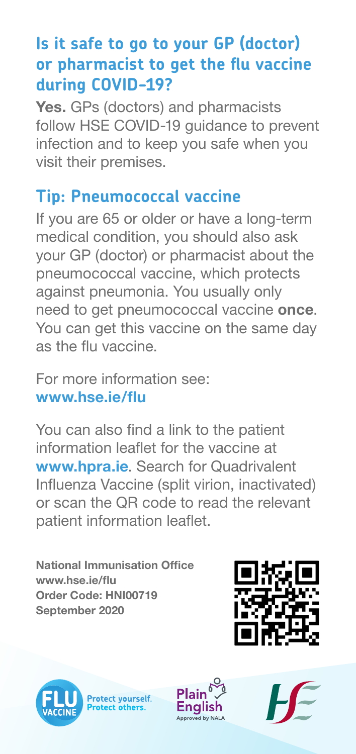## Is it safe to go to your GP (doctor) or pharmacist to get the flu vaccine during COVID-19?

**Yes.** GPs (doctors) and pharmacists follow HSE COVID-19 guidance to prevent infection and to keep you safe when you visit their premises.

## Tip: Pneumococcal vaccine

If you are 65 or older or have a long-term medical condition, you should also ask your GP (doctor) or pharmacist about the pneumococcal vaccine, which protects against pneumonia. You usually only need to get pneumococcal vaccine **once**. You can get this vaccine on the same day as the flu vaccine.

For more information see:
**www.hse.ie/flu**

You can also find a link to the patient information leaflet for the vaccine at **www.hpra.ie**. Search for Quadrivalent Influenza Vaccine (split virion, inactivated) or scan the QR code to read the relevant patient information leaflet.

**National Immunisation Office**
**www.hse.ie/flu**
**Order Code: HNI00719**
**September 2020**

FLU VACCINE Protect yourself. Protect others.

Plain English Approved by NALA